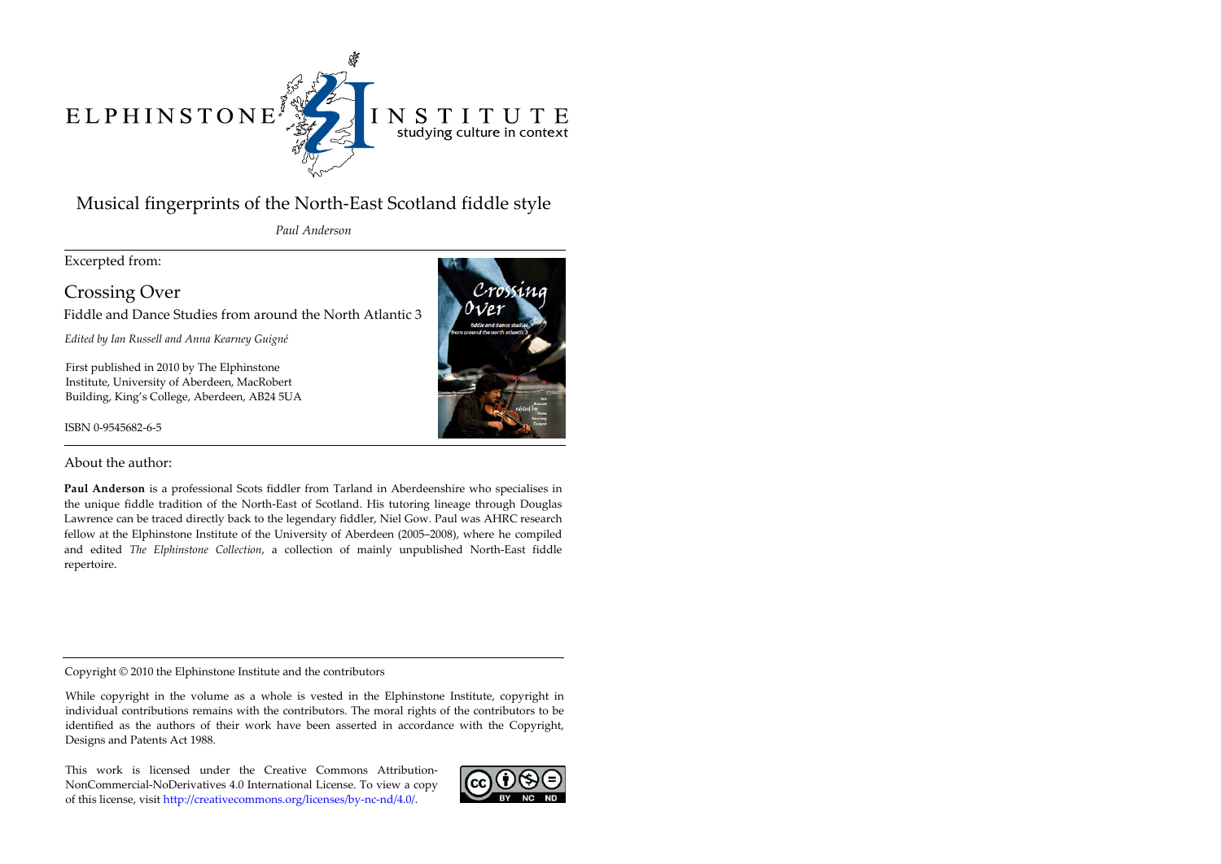ELPHINSTONE INSTITUTE
studying culture in context

# Musical fingerprints of the North-East Scotland fiddle style

*Paul Anderson*

Excerpted from:

## Crossing Over

Fiddle and Dance Studies from around the North Atlantic 3

*Edited by Ian Russell and Anna Kearney Guigné*

First published in 2010 by The Elphinstone Institute, University of Aberdeen, MacRobert Building, King's College, Aberdeen, AB24 5UA

ISBN 0-9545682-6-5

About the author:

**Paul Anderson** is a professional Scots fiddler from Tarland in Aberdeenshire who specialises in the unique fiddle tradition of the North-East of Scotland. His tutoring lineage through Douglas Lawrence can be traced directly back to the legendary fiddler, Niel Gow. Paul was AHRC research fellow at the Elphinstone Institute of the University of Aberdeen (2005–2008), where he compiled and edited *The Elphinstone Collection*, a collection of mainly unpublished North-East fiddle repertoire.

Copyright © 2010 the Elphinstone Institute and the contributors

While copyright in the volume as a whole is vested in the Elphinstone Institute, copyright in individual contributions remains with the contributors. The moral rights of the contributors to be identified as the authors of their work have been asserted in accordance with the Copyright, Designs and Patents Act 1988.

This work is licensed under the Creative Commons Attribution-NonCommercial-NoDerivatives 4.0 International License. To view a copy of this license, visit http://creativecommons.org/licenses/by-nc-nd/4.0/.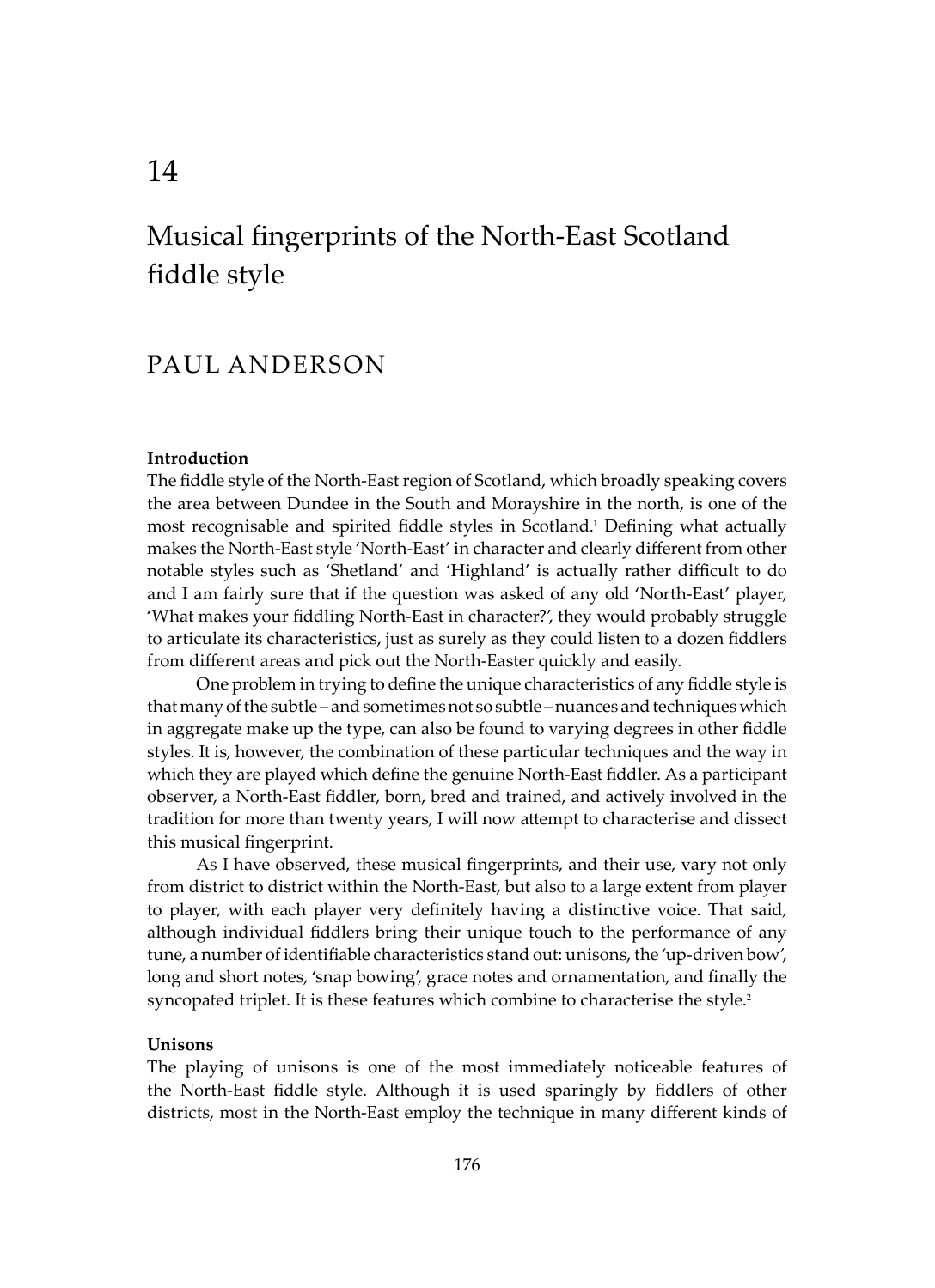# 14

# Musical fingerprints of the North-East Scotland fiddle style

## PAUL ANDERSON

### Introduction

The fiddle style of the North-East region of Scotland, which broadly speaking covers the area between Dundee in the South and Morayshire in the north, is one of the most recognisable and spirited fiddle styles in Scotland.[1] Defining what actually makes the North-East style 'North-East' in character and clearly different from other notable styles such as 'Shetland' and 'Highland' is actually rather difficult to do and I am fairly sure that if the question was asked of any old 'North-East' player, 'What makes your fiddling North-East in character?', they would probably struggle to articulate its characteristics, just as surely as they could listen to a dozen fiddlers from different areas and pick out the North-Easter quickly and easily.

One problem in trying to define the unique characteristics of any fiddle style is that many of the subtle – and sometimes not so subtle – nuances and techniques which in aggregate make up the type, can also be found to varying degrees in other fiddle styles. It is, however, the combination of these particular techniques and the way in which they are played which define the genuine North-East fiddler. As a participant observer, a North-East fiddler, born, bred and trained, and actively involved in the tradition for more than twenty years, I will now attempt to characterise and dissect this musical fingerprint.

As I have observed, these musical fingerprints, and their use, vary not only from district to district within the North-East, but also to a large extent from player to player, with each player very definitely having a distinctive voice. That said, although individual fiddlers bring their unique touch to the performance of any tune, a number of identifiable characteristics stand out: unisons, the 'up-driven bow', long and short notes, 'snap bowing', grace notes and ornamentation, and finally the syncopated triplet. It is these features which combine to characterise the style.[2]

### Unisons

The playing of unisons is one of the most immediately noticeable features of the North-East fiddle style. Although it is used sparingly by fiddlers of other districts, most in the North-East employ the technique in many different kinds of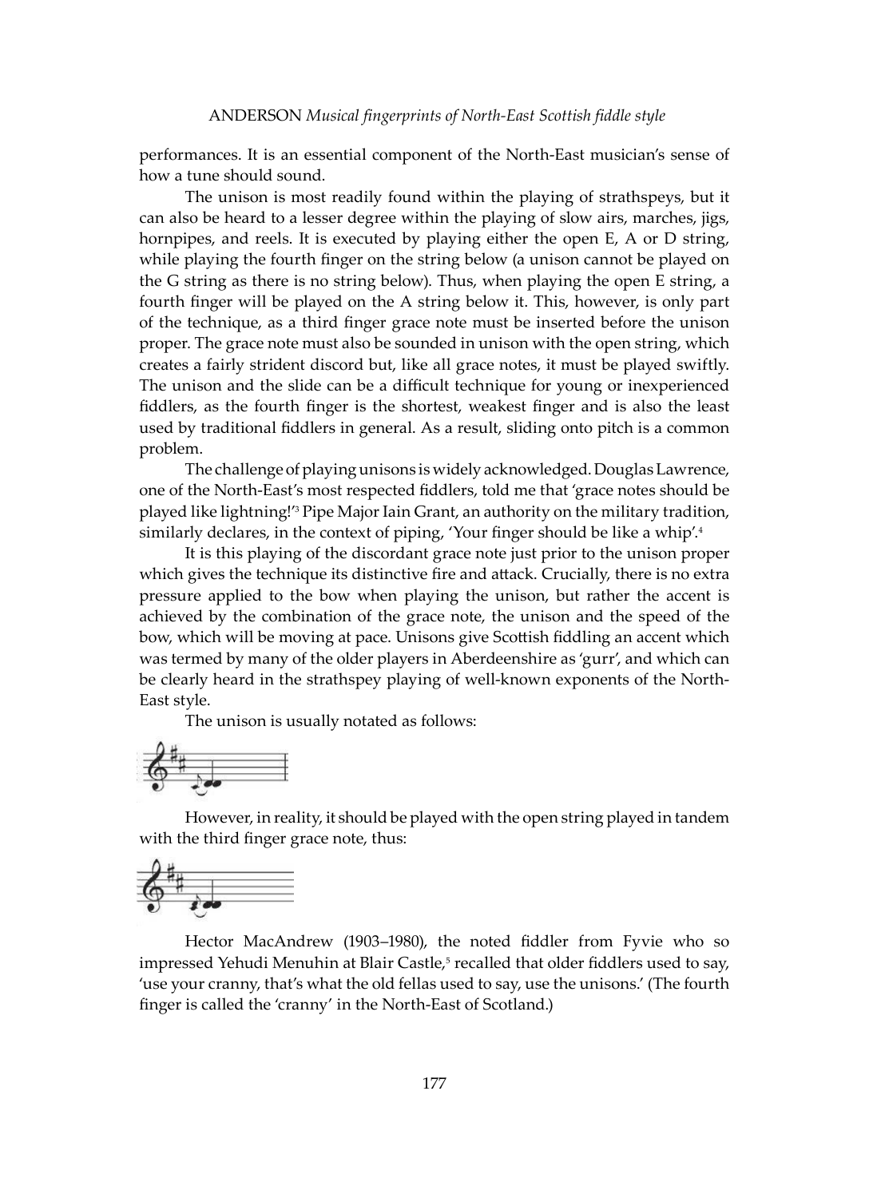performances. It is an essential component of the North-East musician's sense of how a tune should sound.

The unison is most readily found within the playing of strathspeys, but it can also be heard to a lesser degree within the playing of slow airs, marches, jigs, hornpipes, and reels. It is executed by playing either the open E, A or D string, while playing the fourth finger on the string below (a unison cannot be played on the G string as there is no string below). Thus, when playing the open E string, a fourth finger will be played on the A string below it. This, however, is only part of the technique, as a third finger grace note must be inserted before the unison proper. The grace note must also be sounded in unison with the open string, which creates a fairly strident discord but, like all grace notes, it must be played swiftly. The unison and the slide can be a difficult technique for young or inexperienced fiddlers, as the fourth finger is the shortest, weakest finger and is also the least used by traditional fiddlers in general. As a result, sliding onto pitch is a common problem.

The challenge of playing unisons is widely acknowledged. Douglas Lawrence, one of the North-East's most respected fiddlers, told me that 'grace notes should be played like lightning!'[3] Pipe Major Iain Grant, an authority on the military tradition, similarly declares, in the context of piping, 'Your finger should be like a whip'.[4]

It is this playing of the discordant grace note just prior to the unison proper which gives the technique its distinctive fire and attack. Crucially, there is no extra pressure applied to the bow when playing the unison, but rather the accent is achieved by the combination of the grace note, the unison and the speed of the bow, which will be moving at pace. Unisons give Scottish fiddling an accent which was termed by many of the older players in Aberdeenshire as 'gurr', and which can be clearly heard in the strathspey playing of well-known exponents of the North-East style.

The unison is usually notated as follows:

However, in reality, it should be played with the open string played in tandem with the third finger grace note, thus:

Hector MacAndrew (1903–1980), the noted fiddler from Fyvie who so impressed Yehudi Menuhin at Blair Castle,[5] recalled that older fiddlers used to say, 'use your cranny, that's what the old fellas used to say, use the unisons.' (The fourth finger is called the 'cranny' in the North-East of Scotland.)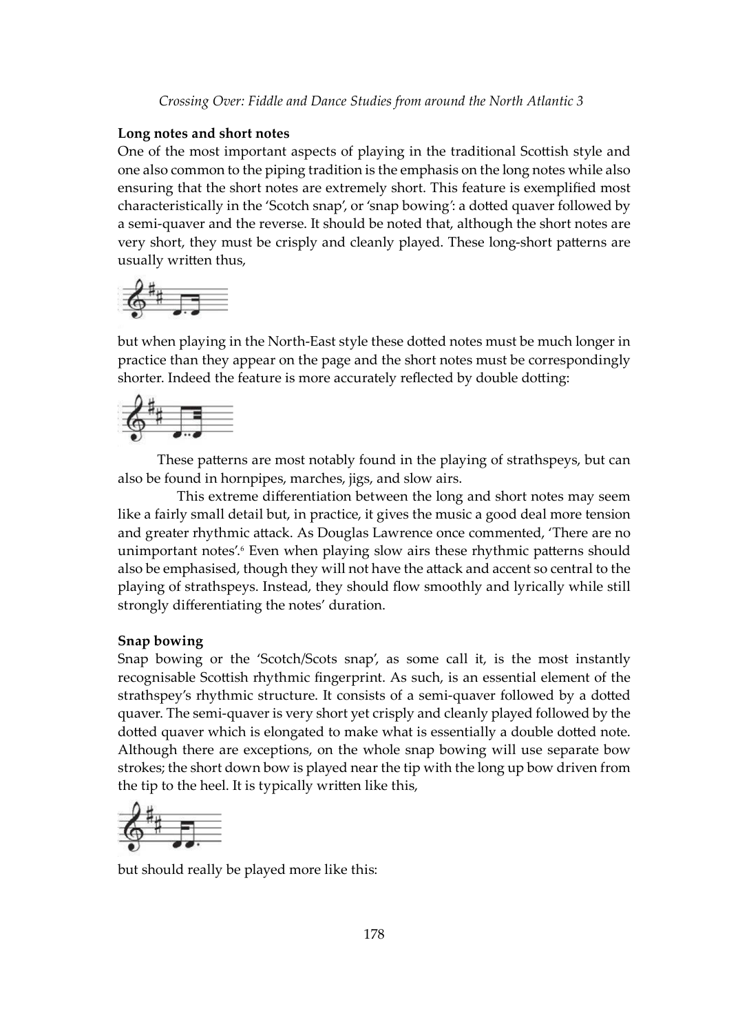### Long notes and short notes

One of the most important aspects of playing in the traditional Scottish style and one also common to the piping tradition is the emphasis on the long notes while also ensuring that the short notes are extremely short. This feature is exemplified most characteristically in the 'Scotch snap', or 'snap bowing': a dotted quaver followed by a semi-quaver and the reverse. It should be noted that, although the short notes are very short, they must be crisply and cleanly played. These long-short patterns are usually written thus,

but when playing in the North-East style these dotted notes must be much longer in practice than they appear on the page and the short notes must be correspondingly shorter. Indeed the feature is more accurately reflected by double dotting:

These patterns are most notably found in the playing of strathspeys, but can also be found in hornpipes, marches, jigs, and slow airs.

This extreme differentiation between the long and short notes may seem like a fairly small detail but, in practice, it gives the music a good deal more tension and greater rhythmic attack. As Douglas Lawrence once commented, 'There are no unimportant notes'.[6] Even when playing slow airs these rhythmic patterns should also be emphasised, though they will not have the attack and accent so central to the playing of strathspeys. Instead, they should flow smoothly and lyrically while still strongly differentiating the notes' duration.

### Snap bowing

Snap bowing or the 'Scotch/Scots snap', as some call it, is the most instantly recognisable Scottish rhythmic fingerprint. As such, is an essential element of the strathspey's rhythmic structure. It consists of a semi-quaver followed by a dotted quaver. The semi-quaver is very short yet crisply and cleanly played followed by the dotted quaver which is elongated to make what is essentially a double dotted note. Although there are exceptions, on the whole snap bowing will use separate bow strokes; the short down bow is played near the tip with the long up bow driven from the tip to the heel. It is typically written like this,

but should really be played more like this: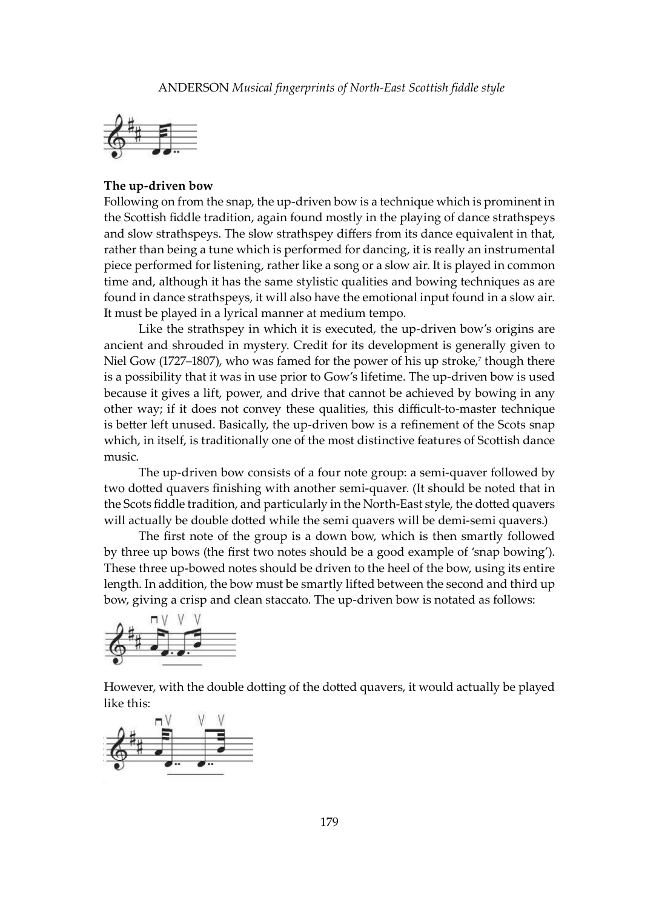### The up-driven bow

Following on from the snap, the up-driven bow is a technique which is prominent in the Scottish fiddle tradition, again found mostly in the playing of dance strathspeys and slow strathspeys. The slow strathspey differs from its dance equivalent in that, rather than being a tune which is performed for dancing, it is really an instrumental piece performed for listening, rather like a song or a slow air. It is played in common time and, although it has the same stylistic qualities and bowing techniques as are found in dance strathspeys, it will also have the emotional input found in a slow air. It must be played in a lyrical manner at medium tempo.

Like the strathspey in which it is executed, the up-driven bow's origins are ancient and shrouded in mystery. Credit for its development is generally given to Niel Gow (1727–1807), who was famed for the power of his up stroke,[7] though there is a possibility that it was in use prior to Gow's lifetime. The up-driven bow is used because it gives a lift, power, and drive that cannot be achieved by bowing in any other way; if it does not convey these qualities, this difficult-to-master technique is better left unused. Basically, the up-driven bow is a refinement of the Scots snap which, in itself, is traditionally one of the most distinctive features of Scottish dance music.

The up-driven bow consists of a four note group: a semi-quaver followed by two dotted quavers finishing with another semi-quaver. (It should be noted that in the Scots fiddle tradition, and particularly in the North-East style, the dotted quavers will actually be double dotted while the semi quavers will be demi-semi quavers.)

The first note of the group is a down bow, which is then smartly followed by three up bows (the first two notes should be a good example of 'snap bowing'). These three up-bowed notes should be driven to the heel of the bow, using its entire length. In addition, the bow must be smartly lifted between the second and third up bow, giving a crisp and clean staccato. The up-driven bow is notated as follows:

However, with the double dotting of the dotted quavers, it would actually be played like this: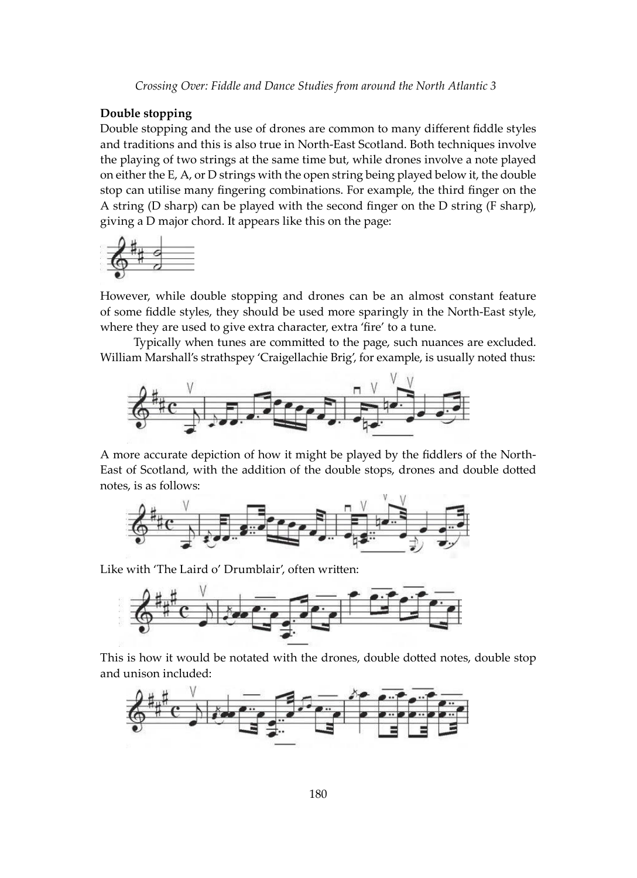### Double stopping

Double stopping and the use of drones are common to many different fiddle styles and traditions and this is also true in North-East Scotland. Both techniques involve the playing of two strings at the same time but, while drones involve a note played on either the E, A, or D strings with the open string being played below it, the double stop can utilise many fingering combinations. For example, the third finger on the A string (D sharp) can be played with the second finger on the D string (F sharp), giving a D major chord. It appears like this on the page:

However, while double stopping and drones can be an almost constant feature of some fiddle styles, they should be used more sparingly in the North-East style, where they are used to give extra character, extra 'fire' to a tune.

Typically when tunes are committed to the page, such nuances are excluded. William Marshall's strathspey 'Craigellachie Brig', for example, is usually noted thus:

A more accurate depiction of how it might be played by the fiddlers of the North-East of Scotland, with the addition of the double stops, drones and double dotted notes, is as follows:

Like with 'The Laird o' Drumblair', often written:

This is how it would be notated with the drones, double dotted notes, double stop and unison included: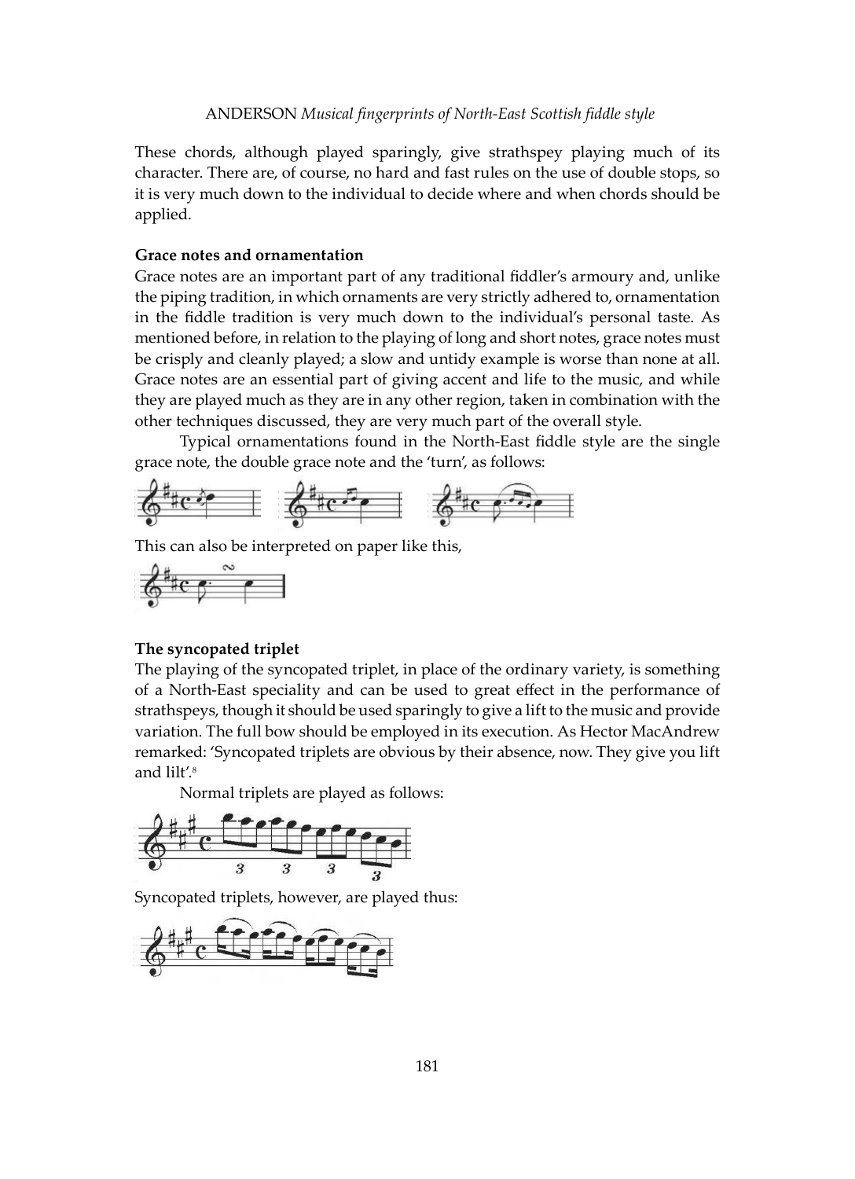These chords, although played sparingly, give strathspey playing much of its character. There are, of course, no hard and fast rules on the use of double stops, so it is very much down to the individual to decide where and when chords should be applied.

**Grace notes and ornamentation**

Grace notes are an important part of any traditional fiddler's armoury and, unlike the piping tradition, in which ornaments are very strictly adhered to, ornamentation in the fiddle tradition is very much down to the individual's personal taste. As mentioned before, in relation to the playing of long and short notes, grace notes must be crisply and cleanly played; a slow and untidy example is worse than none at all. Grace notes are an essential part of giving accent and life to the music, and while they are played much as they are in any other region, taken in combination with the other techniques discussed, they are very much part of the overall style.

Typical ornamentations found in the North-East fiddle style are the single grace note, the double grace note and the 'turn', as follows:

This can also be interpreted on paper like this,

**The syncopated triplet**

The playing of the syncopated triplet, in place of the ordinary variety, is something of a North-East speciality and can be used to great effect in the performance of strathspeys, though it should be used sparingly to give a lift to the music and provide variation. The full bow should be employed in its execution. As Hector MacAndrew remarked: 'Syncopated triplets are obvious by their absence, now. They give you lift and lilt'.[8]

Normal triplets are played as follows:

Syncopated triplets, however, are played thus: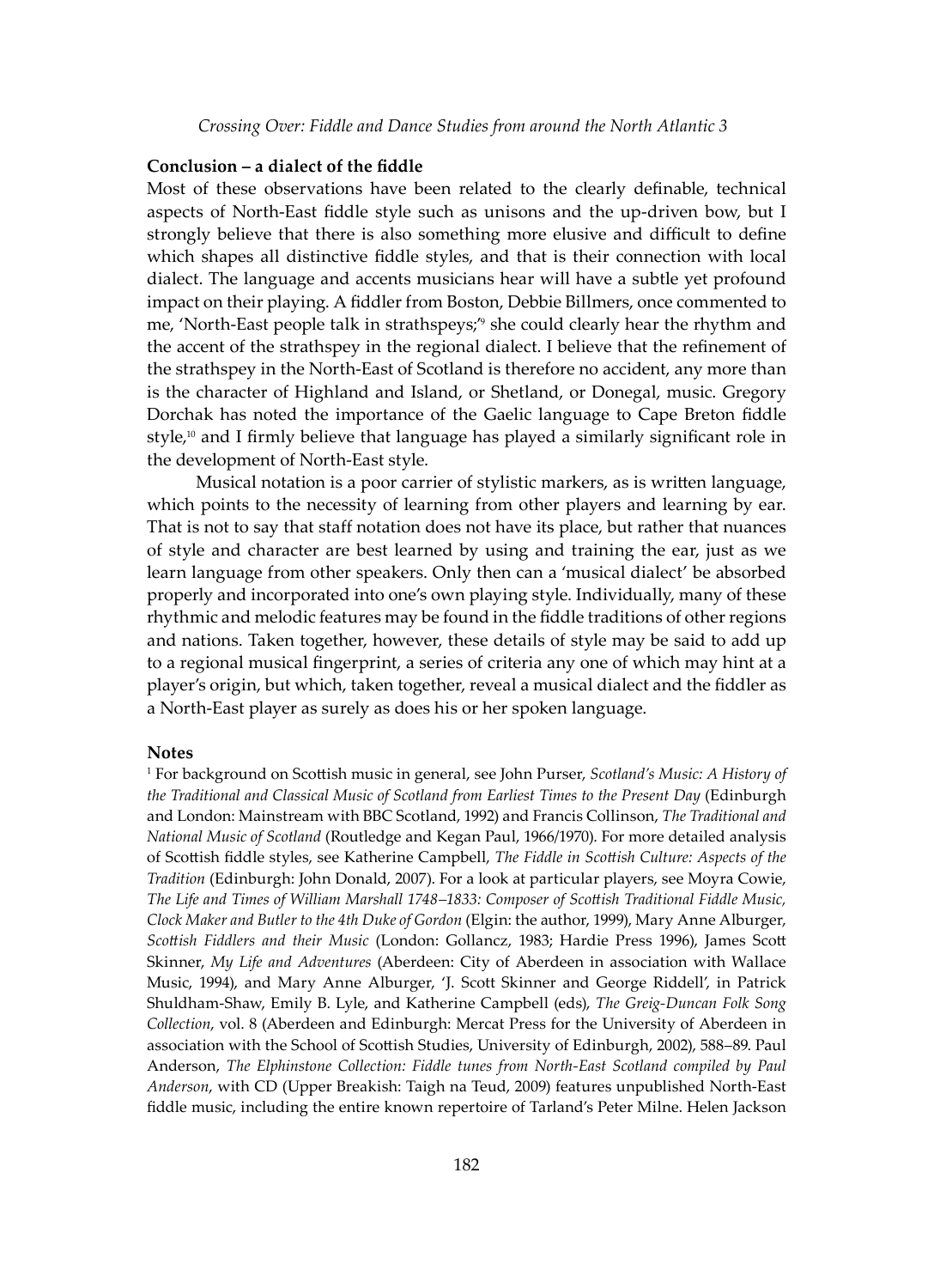## Conclusion – a dialect of the fiddle

Most of these observations have been related to the clearly definable, technical aspects of North-East fiddle style such as unisons and the up-driven bow, but I strongly believe that there is also something more elusive and difficult to define which shapes all distinctive fiddle styles, and that is their connection with local dialect. The language and accents musicians hear will have a subtle yet profound impact on their playing. A fiddler from Boston, Debbie Billmers, once commented to me, 'North-East people talk in strathspeys;'[9] she could clearly hear the rhythm and the accent of the strathspey in the regional dialect. I believe that the refinement of the strathspey in the North-East of Scotland is therefore no accident, any more than is the character of Highland and Island, or Shetland, or Donegal, music. Gregory Dorchak has noted the importance of the Gaelic language to Cape Breton fiddle style,[10] and I firmly believe that language has played a similarly significant role in the development of North-East style.

Musical notation is a poor carrier of stylistic markers, as is written language, which points to the necessity of learning from other players and learning by ear. That is not to say that staff notation does not have its place, but rather that nuances of style and character are best learned by using and training the ear, just as we learn language from other speakers. Only then can a 'musical dialect' be absorbed properly and incorporated into one's own playing style. Individually, many of these rhythmic and melodic features may be found in the fiddle traditions of other regions and nations. Taken together, however, these details of style may be said to add up to a regional musical fingerprint, a series of criteria any one of which may hint at a player's origin, but which, taken together, reveal a musical dialect and the fiddler as a North-East player as surely as does his or her spoken language.

### Notes

[1] For background on Scottish music in general, see John Purser, *Scotland's Music: A History of the Traditional and Classical Music of Scotland from Earliest Times to the Present Day* (Edinburgh and London: Mainstream with BBC Scotland, 1992) and Francis Collinson, *The Traditional and National Music of Scotland* (Routledge and Kegan Paul, 1966/1970). For more detailed analysis of Scottish fiddle styles, see Katherine Campbell, *The Fiddle in Scottish Culture: Aspects of the Tradition* (Edinburgh: John Donald, 2007). For a look at particular players, see Moyra Cowie, *The Life and Times of William Marshall 1748–1833: Composer of Scottish Traditional Fiddle Music, Clock Maker and Butler to the 4th Duke of Gordon* (Elgin: the author, 1999), Mary Anne Alburger, *Scottish Fiddlers and their Music* (London: Gollancz, 1983; Hardie Press 1996), James Scott Skinner, *My Life and Adventures* (Aberdeen: City of Aberdeen in association with Wallace Music, 1994), and Mary Anne Alburger, 'J. Scott Skinner and George Riddell', in Patrick Shuldham-Shaw, Emily B. Lyle, and Katherine Campbell (eds), *The Greig-Duncan Folk Song Collection*, vol. 8 (Aberdeen and Edinburgh: Mercat Press for the University of Aberdeen in association with the School of Scottish Studies, University of Edinburgh, 2002), 588–89. Paul Anderson, *The Elphinstone Collection: Fiddle tunes from North-East Scotland compiled by Paul Anderson*, with CD (Upper Breakish: Taigh na Teud, 2009) features unpublished North-East fiddle music, including the entire known repertoire of Tarland's Peter Milne. Helen Jackson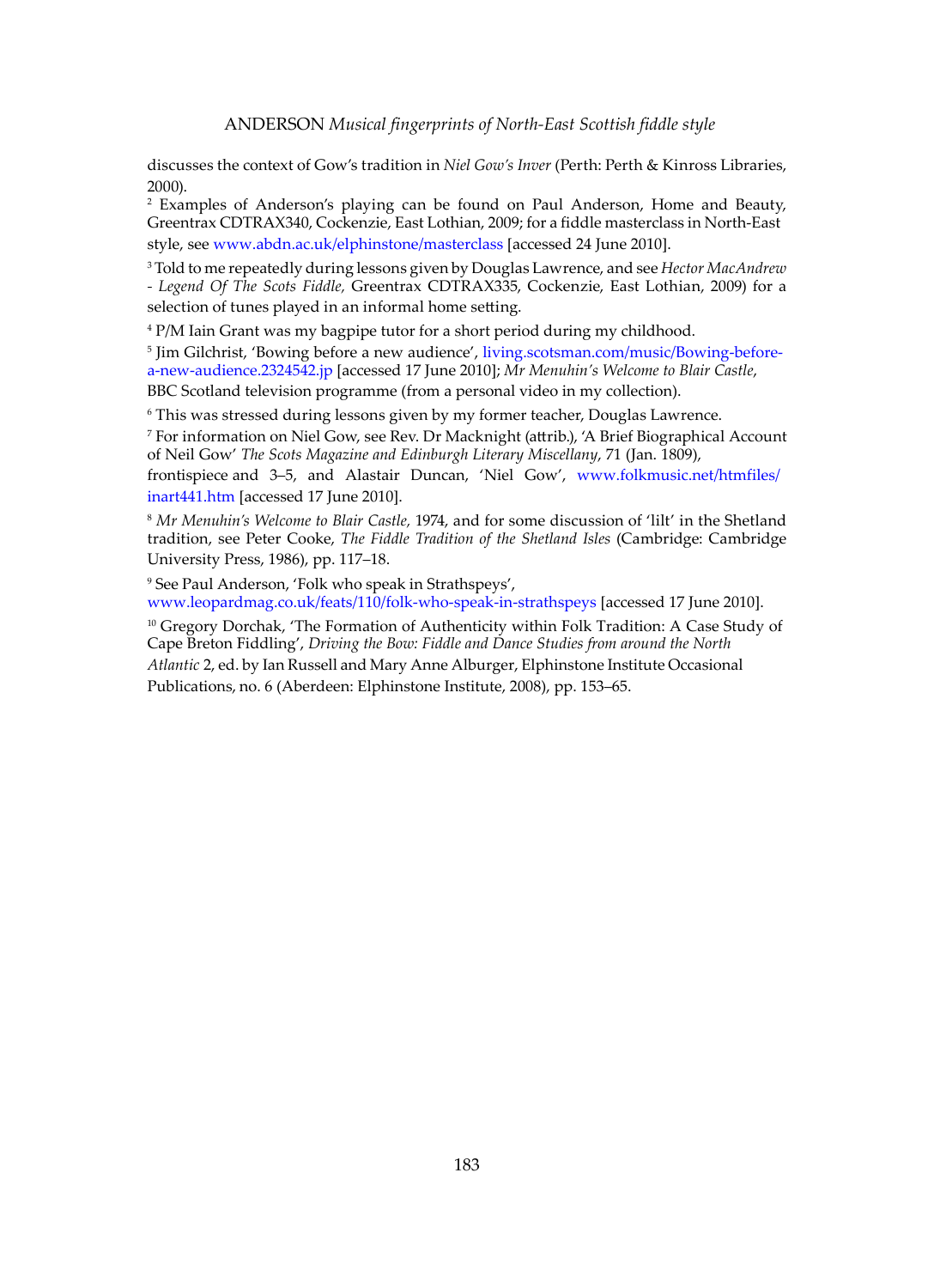discusses the context of Gow's tradition in *Niel Gow's Inver* (Perth: Perth & Kinross Libraries, 2000).

[2] Examples of Anderson's playing can be found on Paul Anderson, Home and Beauty, Greentrax CDTRAX340, Cockenzie, East Lothian, 2009; for a fiddle masterclass in North-East style, see www.abdn.ac.uk/elphinstone/masterclass [accessed 24 June 2010].

[3] Told to me repeatedly during lessons given by Douglas Lawrence, and see *Hector MacAndrew - Legend Of The Scots Fiddle*, Greentrax CDTRAX335, Cockenzie, East Lothian, 2009) for a selection of tunes played in an informal home setting.

[4] P/M Iain Grant was my bagpipe tutor for a short period during my childhood.

[5] Jim Gilchrist, 'Bowing before a new audience', living.scotsman.com/music/Bowing-before-a-new-audience.2324542.jp [accessed 17 June 2010]; *Mr Menuhin's Welcome to Blair Castle*, BBC Scotland television programme (from a personal video in my collection).

[6] This was stressed during lessons given by my former teacher, Douglas Lawrence.

[7] For information on Niel Gow, see Rev. Dr Macknight (attrib.), 'A Brief Biographical Account of Neil Gow' *The Scots Magazine and Edinburgh Literary Miscellany*, 71 (Jan. 1809), frontispiece and 3–5, and Alastair Duncan, 'Niel Gow', www.folkmusic.net/htmfiles/inart441.htm [accessed 17 June 2010].

[8] *Mr Menuhin's Welcome to Blair Castle*, 1974, and for some discussion of 'lilt' in the Shetland tradition, see Peter Cooke, *The Fiddle Tradition of the Shetland Isles* (Cambridge: Cambridge University Press, 1986), pp. 117–18.

[9] See Paul Anderson, 'Folk who speak in Strathspeys', www.leopardmag.co.uk/feats/110/folk-who-speak-in-strathspeys [accessed 17 June 2010].

[10] Gregory Dorchak, 'The Formation of Authenticity within Folk Tradition: A Case Study of Cape Breton Fiddling', *Driving the Bow: Fiddle and Dance Studies from around the North Atlantic* 2, ed. by Ian Russell and Mary Anne Alburger, Elphinstone Institute Occasional Publications, no. 6 (Aberdeen: Elphinstone Institute, 2008), pp. 153–65.